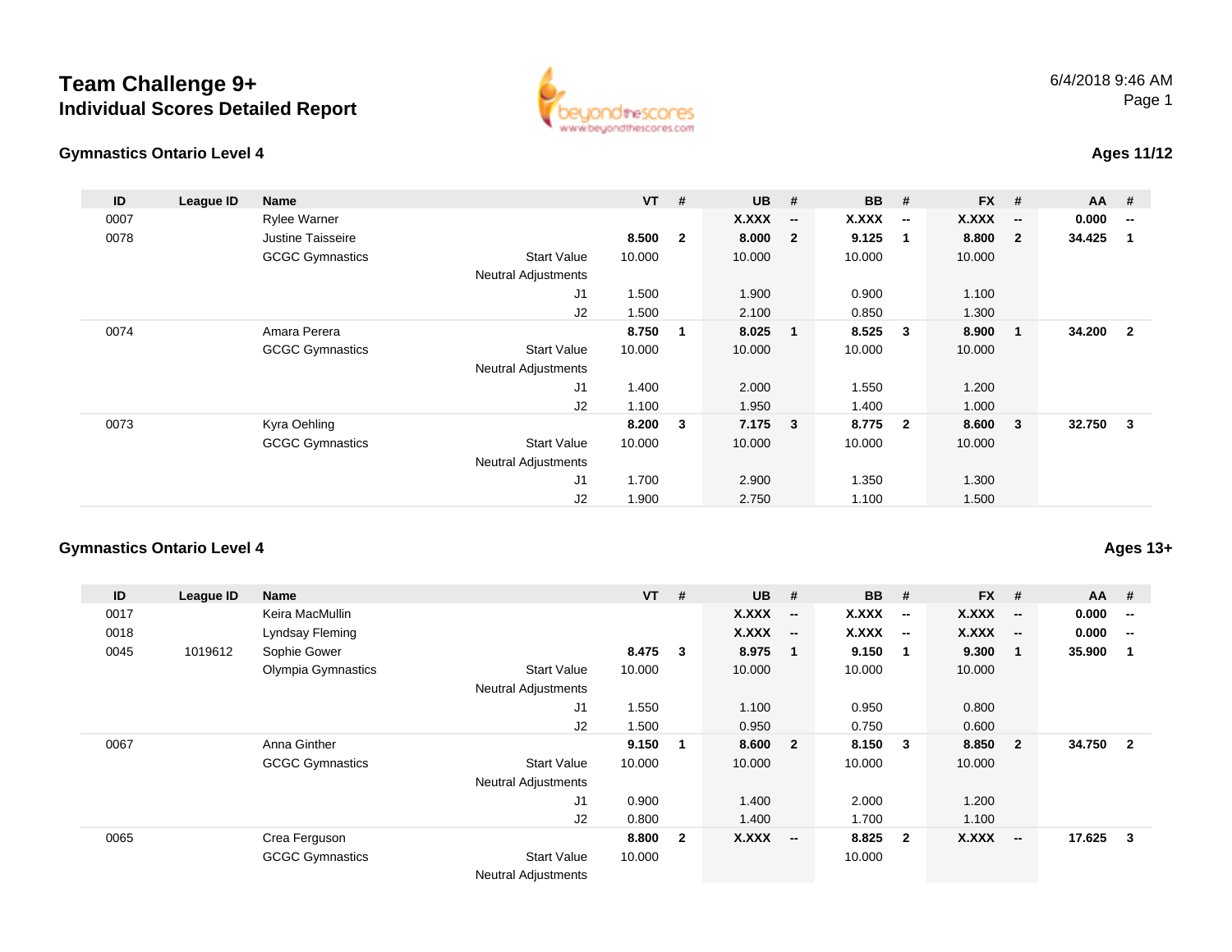# Team Challenge 9+

## Individual Scores Detailed Report

6/4/2018 9:46 AM

### Gymnastics Ontario Level 4

**Ages 11/12**

| ID | League ID | Name | | VT | # | UB | # | BB | # | FX | # | AA | # |
|---|---|---|---|---|---|---|---|---|---|---|---|---|---|
| 0007 | | Rylee Warner | | | | **X.XXX** | **--** | **X.XXX** | **--** | **X.XXX** | **--** | **0.000** | **--** |
| 0078 | | Justine Taisseire | | **8.500** | **2** | **8.000** | **2** | **9.125** | **1** | **8.800** | **2** | **34.425** | **1** |
| | | GCGC Gymnastics | Start Value | 10.000 | | 10.000 | | 10.000 | | 10.000 | | | |
| | | | Neutral Adjustments | | | | | | | | | | |
| | | | J1 | 1.500 | | 1.900 | | 0.900 | | 1.100 | | | |
| | | | J2 | 1.500 | | 2.100 | | 0.850 | | 1.300 | | | |
| 0074 | | Amara Perera | | **8.750** | **1** | **8.025** | **1** | **8.525** | **3** | **8.900** | **1** | **34.200** | **2** |
| | | GCGC Gymnastics | Start Value | 10.000 | | 10.000 | | 10.000 | | 10.000 | | | |
| | | | Neutral Adjustments | | | | | | | | | | |
| | | | J1 | 1.400 | | 2.000 | | 1.550 | | 1.200 | | | |
| | | | J2 | 1.100 | | 1.950 | | 1.400 | | 1.000 | | | |
| 0073 | | Kyra Oehling | | **8.200** | **3** | **7.175** | **3** | **8.775** | **2** | **8.600** | **3** | **32.750** | **3** |
| | | GCGC Gymnastics | Start Value | 10.000 | | 10.000 | | 10.000 | | 10.000 | | | |
| | | | Neutral Adjustments | | | | | | | | | | |
| | | | J1 | 1.700 | | 2.900 | | 1.350 | | 1.300 | | | |
| | | | J2 | 1.900 | | 2.750 | | 1.100 | | 1.500 | | | |

### Gymnastics Ontario Level 4

**Ages 13+**

| ID | League ID | Name | | VT | # | UB | # | BB | # | FX | # | AA | # |
|---|---|---|---|---|---|---|---|---|---|---|---|---|---|
| 0017 | | Keira MacMullin | | | | **X.XXX** | **--** | **X.XXX** | **--** | **X.XXX** | **--** | **0.000** | **--** |
| 0018 | | Lyndsay Fleming | | | | **X.XXX** | **--** | **X.XXX** | **--** | **X.XXX** | **--** | **0.000** | **--** |
| 0045 | 1019612 | Sophie Gower | | **8.475** | **3** | **8.975** | **1** | **9.150** | **1** | **9.300** | **1** | **35.900** | **1** |
| | | Olympia Gymnastics | Start Value | 10.000 | | 10.000 | | 10.000 | | 10.000 | | | |
| | | | Neutral Adjustments | | | | | | | | | | |
| | | | J1 | 1.550 | | 1.100 | | 0.950 | | 0.800 | | | |
| | | | J2 | 1.500 | | 0.950 | | 0.750 | | 0.600 | | | |
| 0067 | | Anna Ginther | | **9.150** | **1** | **8.600** | **2** | **8.150** | **3** | **8.850** | **2** | **34.750** | **2** |
| | | GCGC Gymnastics | Start Value | 10.000 | | 10.000 | | 10.000 | | 10.000 | | | |
| | | | Neutral Adjustments | | | | | | | | | | |
| | | | J1 | 0.900 | | 1.400 | | 2.000 | | 1.200 | | | |
| | | | J2 | 0.800 | | 1.400 | | 1.700 | | 1.100 | | | |
| 0065 | | Crea Ferguson | | **8.800** | **2** | **X.XXX** | **--** | **8.825** | **2** | **X.XXX** | **--** | **17.625** | **3** |
| | | GCGC Gymnastics | Start Value | 10.000 | | | | 10.000 | | | | | |
| | | | Neutral Adjustments | | | | | | | | | | |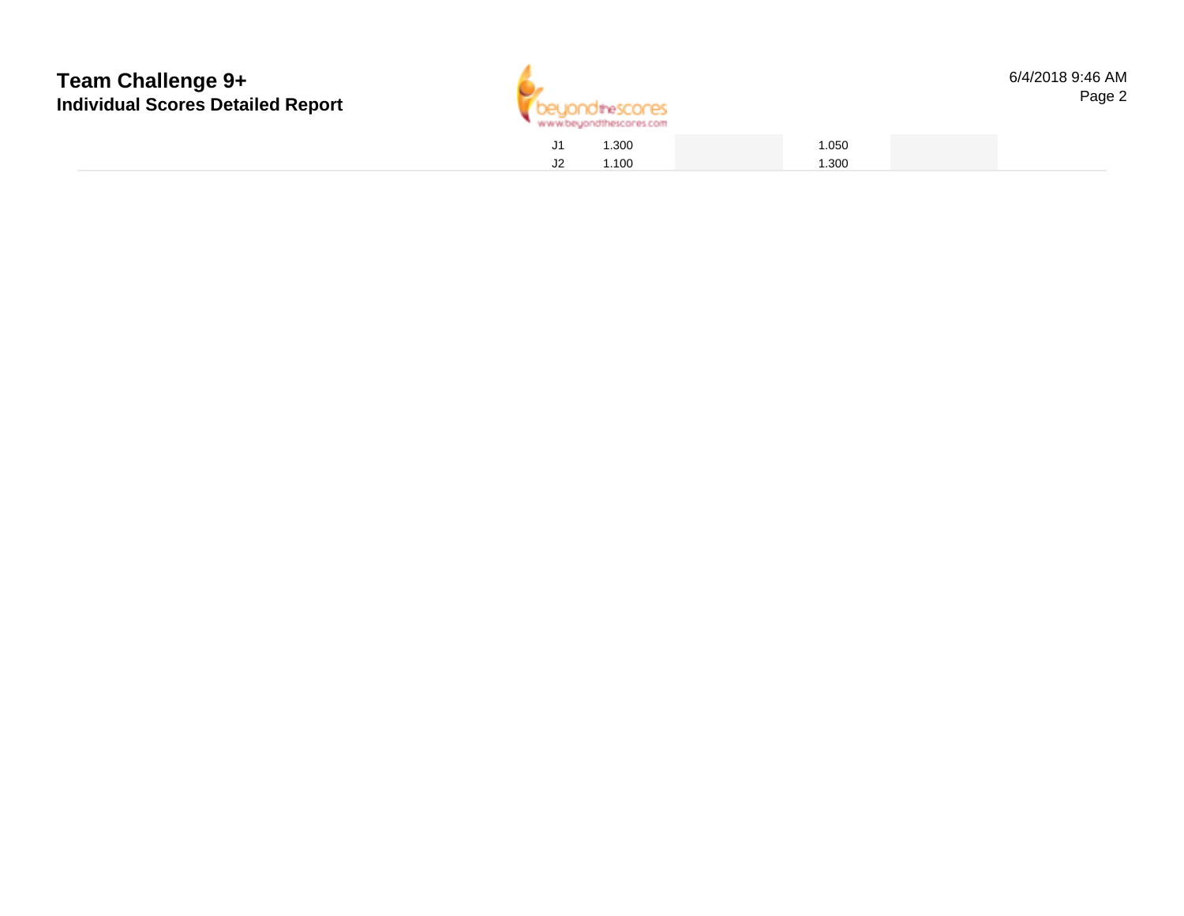| | | | | |
|---|---|---|---|---|
| J1 | 1.300 | | 1.050 | |
| J2 | 1.100 | | 1.300 | |